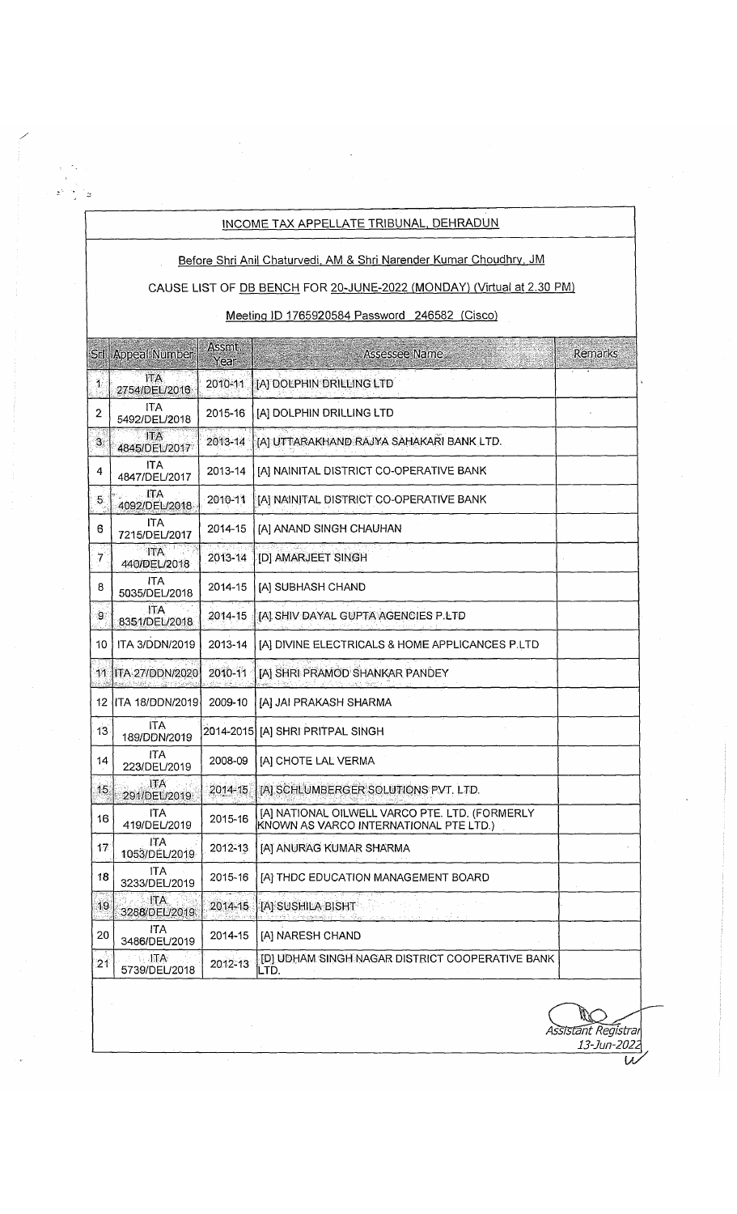## INCOME TAX APPELLATE TRIBUNAL, DEHRADUN

Before Shri Anil Chaturvedi, AM & Shri Narender Kumar Choudhry, JM

CAUSE LIST OF DB BENCH FOR 20-JUNE-2022 (MONDAY) (Virtual at 2.30 PM)

Meeting ID 1765920584 Password 246582 (Cisco)

| Srl | Appeal Number | Assmt Year | Assessee Name | Remarks |
|---|---|---|---|---|
| 1 | ITA 2754/DEL/2016 | 2010-11 | [A] DOLPHIN DRILLING LTD | |
| 2 | ITA 5492/DEL/2018 | 2015-16 | [A] DOLPHIN DRILLING LTD | |
| 3 | ITA 4845/DEL/2017 | 2013-14 | [A] UTTARAKHAND RAJYA SAHAKARI BANK LTD. | |
| 4 | ITA 4847/DEL/2017 | 2013-14 | [A] NAINITAL DISTRICT CO-OPERATIVE BANK | |
| 5 | ITA 4092/DEL/2018 | 2010-11 | [A] NAINITAL DISTRICT CO-OPERATIVE BANK | |
| 6 | ITA 7215/DEL/2017 | 2014-15 | [A] ANAND SINGH CHAUHAN | |
| 7 | ITA 440/DEL/2018 | 2013-14 | [D] AMARJEET SINGH | |
| 8 | ITA 5035/DEL/2018 | 2014-15 | [A] SUBHASH CHAND | |
| 9 | ITA 8351/DEL/2018 | 2014-15 | [A] SHIV DAYAL GUPTA AGENCIES P.LTD | |
| 10 | ITA 3/DDN/2019 | 2013-14 | [A] DIVINE ELECTRICALS & HOME APPLICANCES P.LTD | |
| 11 | ITA 27/DDN/2020 | 2010-11 | [A] SHRI PRAMOD SHANKAR PANDEY | |
| 12 | ITA 18/DDN/2019 | 2009-10 | [A] JAI PRAKASH SHARMA | |
| 13 | ITA 189/DDN/2019 | 2014-2015 | [A] SHRI PRITPAL SINGH | |
| 14 | ITA 223/DEL/2019 | 2008-09 | [A] CHOTE LAL VERMA | |
| 15 | ITA 291/DEL/2019 | 2014-15 | [A] SCHLUMBERGER SOLUTIONS PVT. LTD. | |
| 16 | ITA 419/DEL/2019 | 2015-16 | [A] NATIONAL OILWELL VARCO PTE. LTD. (FORMERLY KNOWN AS VARCO INTERNATIONAL PTE LTD.) | |
| 17 | ITA 1053/DEL/2019 | 2012-13 | [A] ANURAG KUMAR SHARMA | |
| 18 | ITA 3233/DEL/2019 | 2015-16 | [A] THDC EDUCATION MANAGEMENT BOARD | |
| 19 | ITA 3288/DEL/2019 | 2014-15 | [A] SUSHILA BISHT | |
| 20 | ITA 3486/DEL/2019 | 2014-15 | [A] NARESH CHAND | |
| 21 | ITA 5739/DEL/2018 | 2012-13 | [D] UDHAM SINGH NAGAR DISTRICT COOPERATIVE BANK LTD. | |

*Assistant Registrar*
*13-Jun-2022*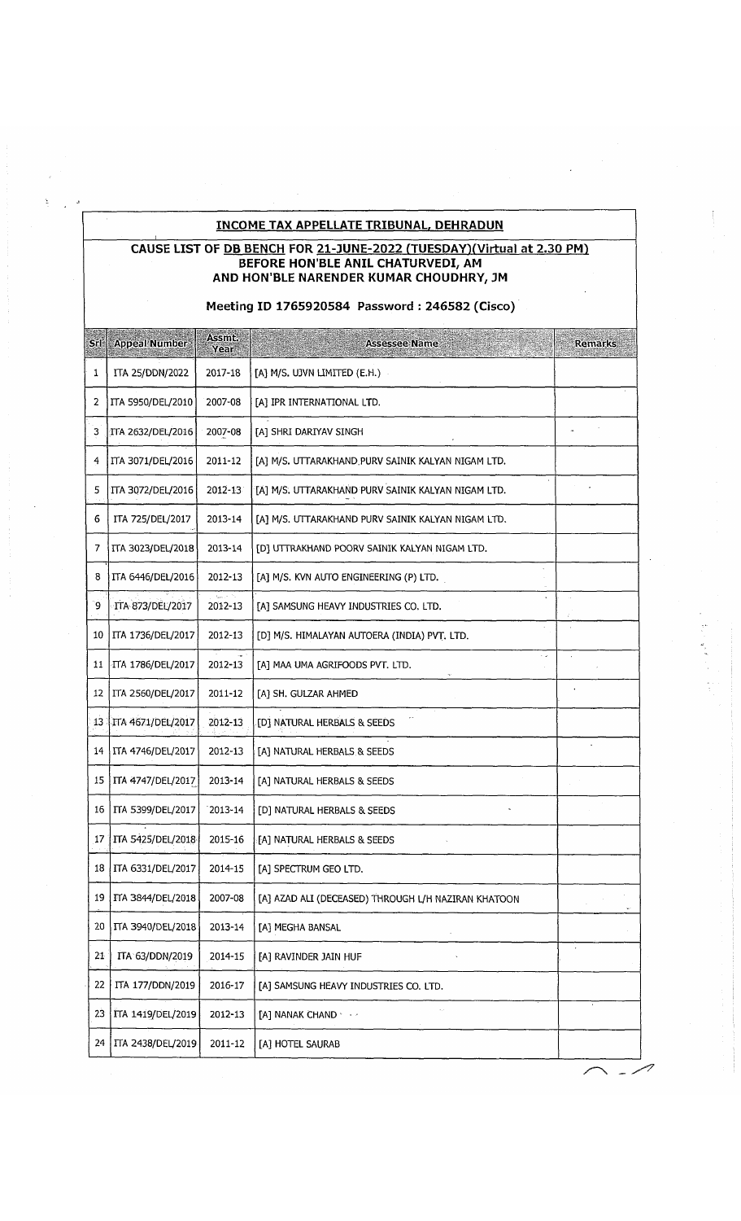## INCOME TAX APPELLATE TRIBUNAL, DEHRADUN

### CAUSE LIST OF DB BENCH FOR 21-JUNE-2022 (TUESDAY)(Virtual at 2.30 PM)
### BEFORE HON'BLE ANIL CHATURVEDI, AM
### AND HON'BLE NARENDER KUMAR CHOUDHRY, JM

**Meeting ID 1765920584 Password : 246582 (Cisco)**

| Srl | Appeal Number | Assmt. Year | Assessee Name | Remarks |
|---|---|---|---|---|
| 1 | ITA 25/DDN/2022 | 2017-18 | [A] M/S. UJVN LIMITED (E.H.) | |
| 2 | ITA 5950/DEL/2010 | 2007-08 | [A] IPR INTERNATIONAL LTD. | |
| 3 | ITA 2632/DEL/2016 | 2007-08 | [A] SHRI DARIYAV SINGH | |
| 4 | ITA 3071/DEL/2016 | 2011-12 | [A] M/S. UTTARAKHAND PURV SAINIK KALYAN NIGAM LTD. | |
| 5 | ITA 3072/DEL/2016 | 2012-13 | [A] M/S. UTTARAKHAND PURV SAINIK KALYAN NIGAM LTD. | |
| 6 | ITA 725/DEL/2017 | 2013-14 | [A] M/S. UTTARAKHAND PURV SAINIK KALYAN NIGAM LTD. | |
| 7 | ITA 3023/DEL/2018 | 2013-14 | [D] UTTRAKHAND POORV SAINIK KALYAN NIGAM LTD. | |
| 8 | ITA 6446/DEL/2016 | 2012-13 | [A] M/S. KVN AUTO ENGINEERING (P) LTD. | |
| 9 | ITA 873/DEL/2017 | 2012-13 | [A] SAMSUNG HEAVY INDUSTRIES CO. LTD. | |
| 10 | ITA 1736/DEL/2017 | 2012-13 | [D] M/S. HIMALAYAN AUTOERA (INDIA) PVT. LTD. | |
| 11 | ITA 1786/DEL/2017 | 2012-13 | [A] MAA UMA AGRIFOODS PVT. LTD. | |
| 12 | ITA 2560/DEL/2017 | 2011-12 | [A] SH. GULZAR AHMED | |
| 13 | ITA 4671/DEL/2017 | 2012-13 | [D] NATURAL HERBALS & SEEDS | |
| 14 | ITA 4746/DEL/2017 | 2012-13 | [A] NATURAL HERBALS & SEEDS | |
| 15 | ITA 4747/DEL/2017 | 2013-14 | [A] NATURAL HERBALS & SEEDS | |
| 16 | ITA 5399/DEL/2017 | 2013-14 | [D] NATURAL HERBALS & SEEDS | |
| 17 | ITA 5425/DEL/2018 | 2015-16 | [A] NATURAL HERBALS & SEEDS | |
| 18 | ITA 6331/DEL/2017 | 2014-15 | [A] SPECTRUM GEO LTD. | |
| 19 | ITA 3844/DEL/2018 | 2007-08 | [A] AZAD ALI (DECEASED) THROUGH L/H NAZIRAN KHATOON | |
| 20 | ITA 3940/DEL/2018 | 2013-14 | [A] MEGHA BANSAL | |
| 21 | ITA 63/DDN/2019 | 2014-15 | [A] RAVINDER JAIN HUF | |
| 22 | ITA 177/DDN/2019 | 2016-17 | [A] SAMSUNG HEAVY INDUSTRIES CO. LTD. | |
| 23 | ITA 1419/DEL/2019 | 2012-13 | [A] NANAK CHAND | |
| 24 | ITA 2438/DEL/2019 | 2011-12 | [A] HOTEL SAURAB | |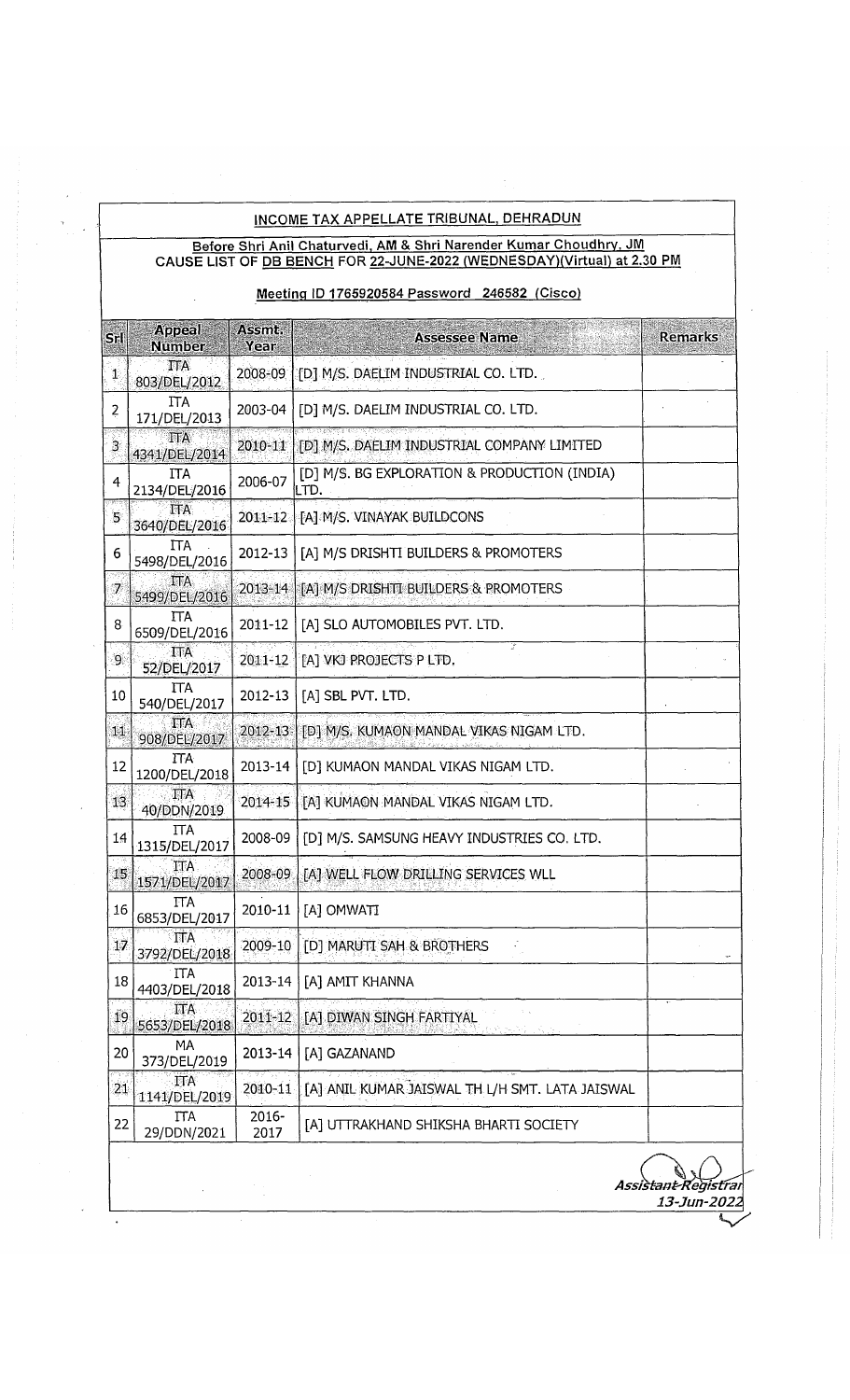## INCOME TAX APPELLATE TRIBUNAL, DEHRADUN

**Before Shri Anil Chaturvedi, AM & Shri Narender Kumar Choudhry, JM**
**CAUSE LIST OF DB BENCH FOR 22-JUNE-2022 (WEDNESDAY)(Virtual) at 2.30 PM**

**Meeting ID 1765920584 Password 246582 (Cisco)**

| Srl | Appeal Number | Assmt. Year | Assessee Name | Remarks |
|---|---|---|---|---|
| 1 | ITA 803/DEL/2012 | 2008-09 | [D] M/S. DAELIM INDUSTRIAL CO. LTD. | |
| 2 | ITA 171/DEL/2013 | 2003-04 | [D] M/S. DAELIM INDUSTRIAL CO. LTD. | |
| 3 | ITA 4341/DEL/2014 | 2010-11 | [D] M/S. DAELIM INDUSTRIAL COMPANY LIMITED | |
| 4 | ITA 2134/DEL/2016 | 2006-07 | [D] M/S. BG EXPLORATION & PRODUCTION (INDIA) LTD. | |
| 5 | ITA 3640/DEL/2016 | 2011-12 | [A] M/S. VINAYAK BUILDCONS | |
| 6 | ITA 5498/DEL/2016 | 2012-13 | [A] M/S DRISHTI BUILDERS & PROMOTERS | |
| 7 | ITA 5499/DEL/2016 | 2013-14 | [A] M/S DRISHTI BUILDERS & PROMOTERS | |
| 8 | ITA 6509/DEL/2016 | 2011-12 | [A] SLO AUTOMOBILES PVT. LTD. | |
| 9 | ITA 52/DEL/2017 | 2011-12 | [A] VKJ PROJECTS P LTD. | |
| 10 | ITA 540/DEL/2017 | 2012-13 | [A] SBL PVT. LTD. | |
| 11 | ITA 908/DEL/2017 | 2012-13 | [D] M/S. KUMAON MANDAL VIKAS NIGAM LTD. | |
| 12 | ITA 1200/DEL/2018 | 2013-14 | [D] KUMAON MANDAL VIKAS NIGAM LTD. | |
| 13 | ITA 40/DDN/2019 | 2014-15 | [A] KUMAON MANDAL VIKAS NIGAM LTD. | |
| 14 | ITA 1315/DEL/2017 | 2008-09 | [D] M/S. SAMSUNG HEAVY INDUSTRIES CO. LTD. | |
| 15 | ITA 1571/DEL/2017 | 2008-09 | [A] WELL FLOW DRILLING SERVICES WLL | |
| 16 | ITA 6853/DEL/2017 | 2010-11 | [A] OMWATI | |
| 17 | ITA 3792/DEL/2018 | 2009-10 | [D] MARUTI SAH & BROTHERS | |
| 18 | ITA 4403/DEL/2018 | 2013-14 | [A] AMIT KHANNA | |
| 19 | ITA 5653/DEL/2018 | 2011-12 | [A] DIWAN SINGH FARTIYAL | |
| 20 | MA 373/DEL/2019 | 2013-14 | [A] GAZANAND | |
| 21 | ITA 1141/DEL/2019 | 2010-11 | [A] ANIL KUMAR JAISWAL TH L/H SMT. LATA JAISWAL | |
| 22 | ITA 29/DDN/2021 | 2016-2017 | [A] UTTRAKHAND SHIKSHA BHARTI SOCIETY | |

*Assistant Registrar*
*13-Jun-2022*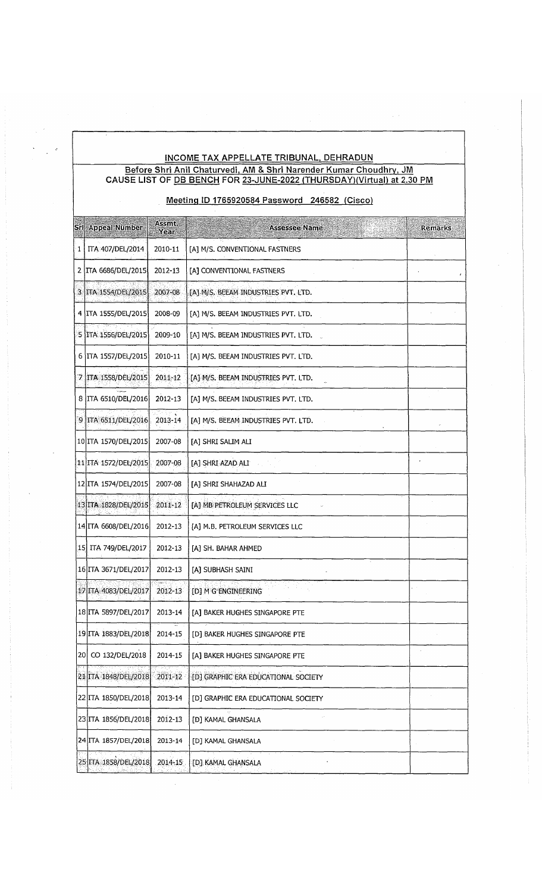## INCOME TAX APPELLATE TRIBUNAL, DEHRADUN

**Before Shri Anil Chaturvedi, AM & Shri Narender Kumar Choudhry, JM**
**CAUSE LIST OF DB BENCH FOR 23-JUNE-2022 (THURSDAY)(Virtual) at 2.30 PM**

**Meeting ID 1765920584 Password 246582 (Cisco)**

| Srl | Appeal Number | Assmt. Year | Assessee Name | Remarks |
|---|---|---|---|---|
| 1 | ITA 407/DEL/2014 | 2010-11 | [A] M/S. CONVENTIONAL FASTNERS | |
| 2 | ITA 6686/DEL/2015 | 2012-13 | [A] CONVENTIONAL FASTNERS | |
| 3 | ITA 1554/DEL/2015 | 2007-08 | [A] M/S. BEEAM INDUSTRIES PVT. LTD. | |
| 4 | ITA 1555/DEL/2015 | 2008-09 | [A] M/S. BEEAM INDUSTRIES PVT. LTD. | |
| 5 | ITA 1556/DEL/2015 | 2009-10 | [A] M/S. BEEAM INDUSTRIES PVT. LTD. | |
| 6 | ITA 1557/DEL/2015 | 2010-11 | [A] M/S. BEEAM INDUSTRIES PVT. LTD. | |
| 7 | ITA 1558/DEL/2015 | 2011-12 | [A] M/S. BEEAM INDUSTRIES PVT. LTD. | |
| 8 | ITA 6510/DEL/2016 | 2012-13 | [A] M/S. BEEAM INDUSTRIES PVT. LTD. | |
| 9 | ITA 6511/DEL/2016 | 2013-14 | [A] M/S. BEEAM INDUSTRIES PVT. LTD. | |
| 10 | ITA 1570/DEL/2015 | 2007-08 | [A] SHRI SALIM ALI | |
| 11 | ITA 1572/DEL/2015 | 2007-08 | [A] SHRI AZAD ALI | |
| 12 | ITA 1574/DEL/2015 | 2007-08 | [A] SHRI SHAHAZAD ALI | |
| 13 | ITA 1828/DEL/2015 | 2011-12 | [A] MB PETROLEUM SERVICES LLC | |
| 14 | ITA 6608/DEL/2016 | 2012-13 | [A] M.B. PETROLEUM SERVICES LLC | |
| 15 | ITA 749/DEL/2017 | 2012-13 | [A] SH. BAHAR AHMED | |
| 16 | ITA 3671/DEL/2017 | 2012-13 | [A] SUBHASH SAINI | |
| 17 | ITA 4083/DEL/2017 | 2012-13 | [D] M G ENGINEERING | |
| 18 | ITA 5897/DEL/2017 | 2013-14 | [A] BAKER HUGHES SINGAPORE PTE | |
| 19 | ITA 1883/DEL/2018 | 2014-15 | [D] BAKER HUGHES SINGAPORE PTE | |
| 20 | CO 132/DEL/2018 | 2014-15 | [A] BAKER HUGHES SINGAPORE PTE | |
| 21 | ITA 1848/DEL/2018 | 2011-12 | [D] GRAPHIC ERA EDUCATIONAL SOCIETY | |
| 22 | ITA 1850/DEL/2018 | 2013-14 | [D] GRAPHIC ERA EDUCATIONAL SOCIETY | |
| 23 | ITA 1856/DEL/2018 | 2012-13 | [D] KAMAL GHANSALA | |
| 24 | ITA 1857/DEL/2018 | 2013-14 | [D] KAMAL GHANSALA | |
| 25 | ITA 1858/DEL/2018 | 2014-15 | [D] KAMAL GHANSALA | |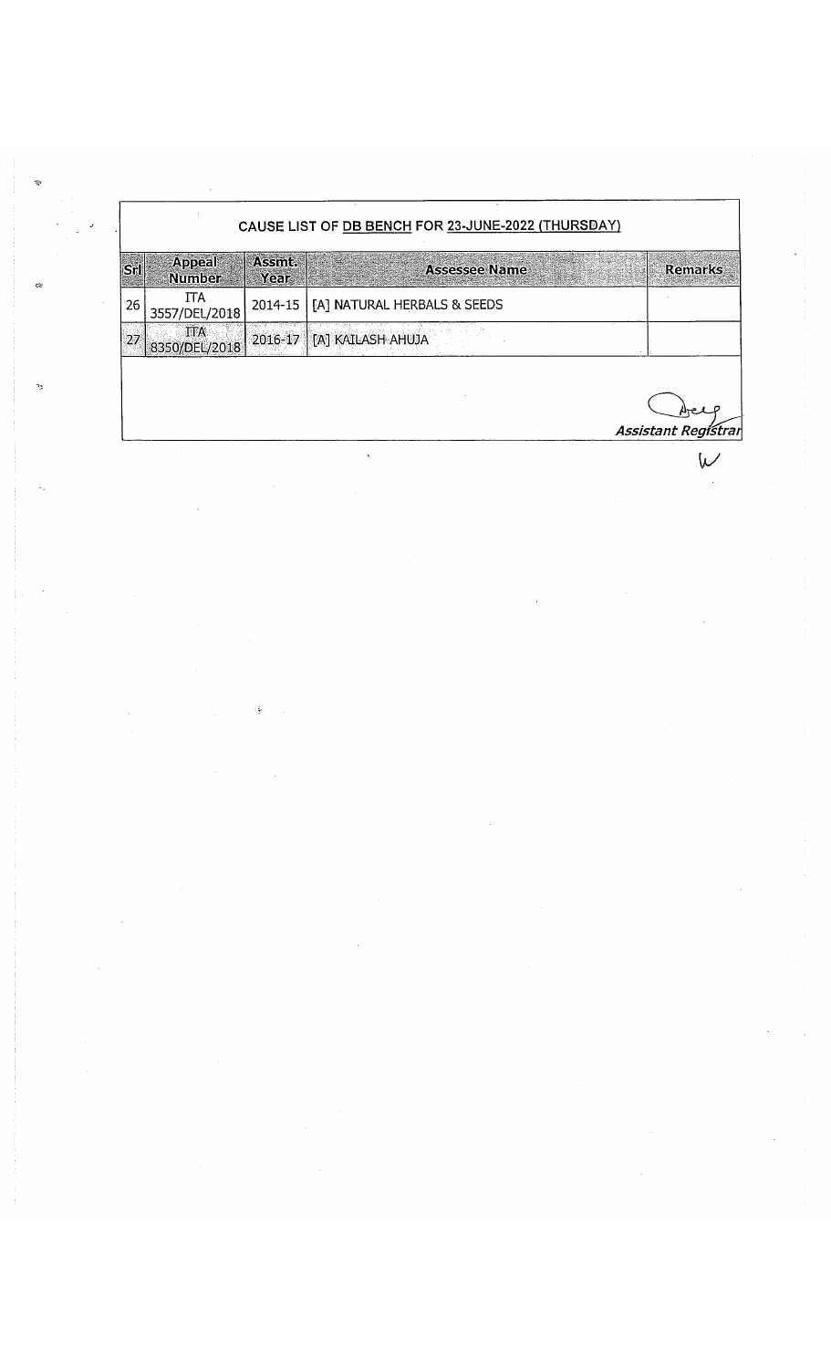## CAUSE LIST OF DB BENCH FOR 23-JUNE-2022 (THURSDAY)

| Srl | Appeal Number | Assmt. Year | Assessee Name | Remarks |
|---|---|---|---|---|
| 26 | ITA 3557/DEL/2018 | 2014-15 | [A] NATURAL HERBALS & SEEDS | |
| 27 | ITA 8350/DEL/2018 | 2016-17 | [A] KAILASH AHUJA | |

*Assistant Registrar*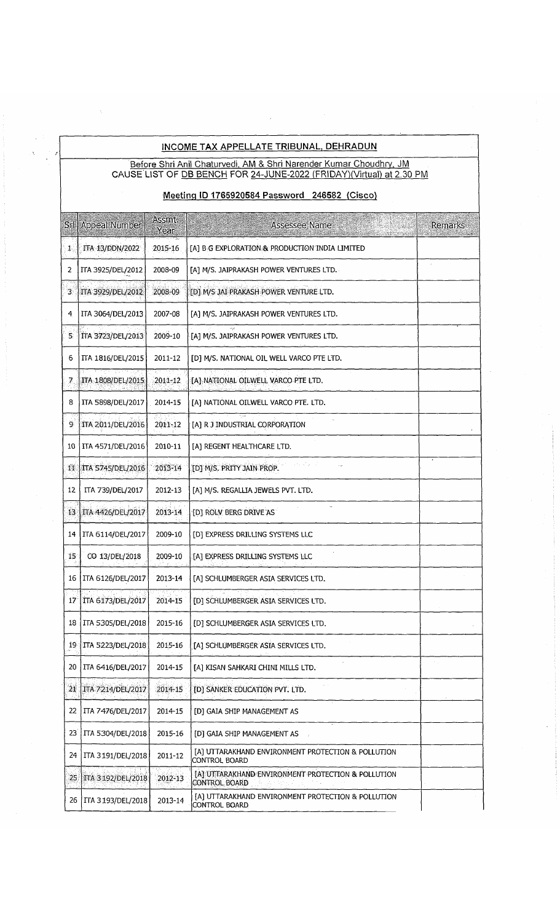## INCOME TAX APPELLATE TRIBUNAL, DEHRADUN

Before Shri Anil Chaturvedi, AM & Shri Narender Kumar Choudhry, JM
CAUSE LIST OF DB BENCH FOR 24-JUNE-2022 (FRIDAY)(Virtual) at 2.30 PM

### Meeting ID 1765920584 Password 246582 (Cisco)

| Srl | Appeal Number | Assmt. Year | Assessee Name | Remarks |
|---|---|---|---|---|
| 1 | ITA 13/DDN/2022 | 2015-16 | [A] B G EXPLORATION & PRODUCTION INDIA LIMITED | |
| 2 | ITA 3925/DEL/2012 | 2008-09 | [A] M/S. JAIPRAKASH POWER VENTURES LTD. | |
| 3 | ITA 3929/DEL/2012 | 2008-09 | [D] M/S JAI PRAKASH POWER VENTURE LTD. | |
| 4 | ITA 3064/DEL/2013 | 2007-08 | [A] M/S. JAIPRAKASH POWER VENTURES LTD. | |
| 5 | ITA 3723/DEL/2013 | 2009-10 | [A] M/S. JAIPRAKASH POWER VENTURES LTD. | |
| 6 | ITA 1816/DEL/2015 | 2011-12 | [D] M/S. NATIONAL OIL WELL VARCO PTE LTD. | |
| 7 | ITA 1808/DEL/2015 | 2011-12 | [A] NATIONAL OILWELL VARCO PTE LTD. | |
| 8 | ITA 5898/DEL/2017 | 2014-15 | [A] NATIONAL OILWELL VARCO PTE. LTD. | |
| 9 | ITA 2011/DEL/2016 | 2011-12 | [A] R J INDUSTRIAL CORPORATION | |
| 10 | ITA 4571/DEL/2016 | 2010-11 | [A] REGENT HEALTHCARE LTD. | |
| 11 | ITA 5745/DEL/2016 | 2013-14 | [D] M/S. PRITY JAIN PROP. | |
| 12 | ITA 739/DEL/2017 | 2012-13 | [A] M/S. REGALLIA JEWELS PVT. LTD. | |
| 13 | ITA 4426/DEL/2017 | 2013-14 | [D] ROLV BERG DRIVE AS | |
| 14 | ITA 6114/DEL/2017 | 2009-10 | [D] EXPRESS DRILLING SYSTEMS LLC | |
| 15 | CO 13/DEL/2018 | 2009-10 | [A] EXPRESS DRILLING SYSTEMS LLC | |
| 16 | ITA 6126/DEL/2017 | 2013-14 | [A] SCHLUMBERGER ASIA SERVICES LTD. | |
| 17 | ITA 6173/DEL/2017 | 2014-15 | [D] SCHLUMBERGER ASIA SERVICES LTD. | |
| 18 | ITA 5305/DEL/2018 | 2015-16 | [D] SCHLUMBERGER ASIA SERVICES LTD. | |
| 19 | ITA 5223/DEL/2018 | 2015-16 | [A] SCHLUMBERGER ASIA SERVICES LTD. | |
| 20 | ITA 6416/DEL/2017 | 2014-15 | [A] KISAN SAHKARI CHINI MILLS LTD. | |
| 21 | ITA 7214/DEL/2017 | 2014-15 | [D] SANKER EDUCATION PVT. LTD. | |
| 22 | ITA 7476/DEL/2017 | 2014-15 | [D] GAIA SHIP MANAGEMENT AS | |
| 23 | ITA 5304/DEL/2018 | 2015-16 | [D] GAIA SHIP MANAGEMENT AS | |
| 24 | ITA 3191/DEL/2018 | 2011-12 | [A] UTTARAKHAND ENVIRONMENT PROTECTION & POLLUTION CONTROL BOARD | |
| 25 | ITA 3192/DEL/2018 | 2012-13 | [A] UTTARAKHAND ENVIRONMENT PROTECTION & POLLUTION CONTROL BOARD | |
| 26 | ITA 3193/DEL/2018 | 2013-14 | [A] UTTARAKHAND ENVIRONMENT PROTECTION & POLLUTION CONTROL BOARD | |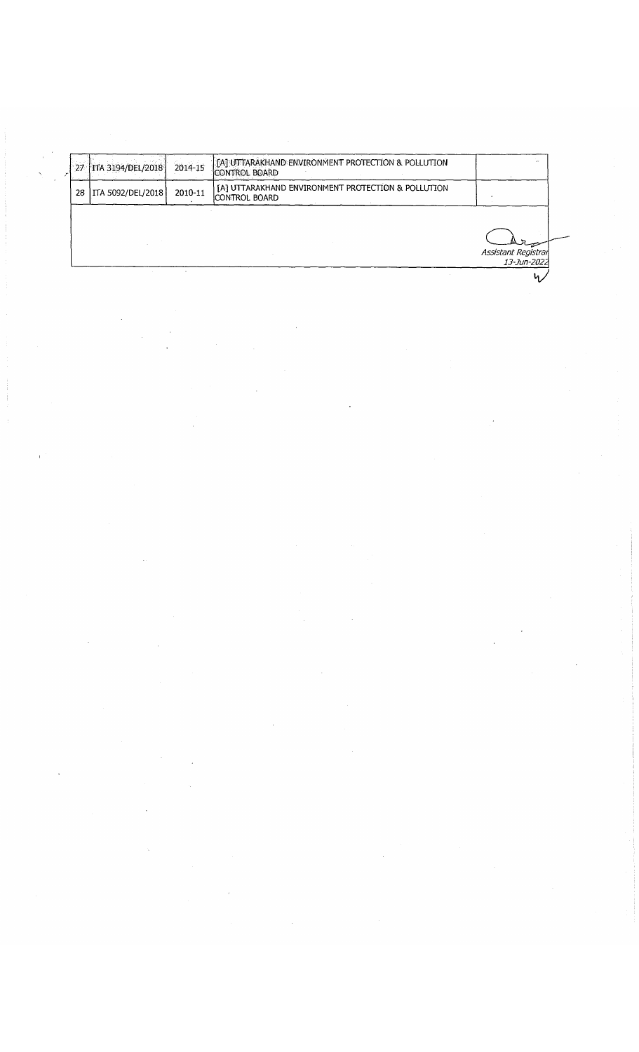| | | | | |
|---|---|---|---|---|
| 27 | ITA 3194/DEL/2018 | 2014-15 | [A] UTTARAKHAND ENVIRONMENT PROTECTION & POLLUTION CONTROL BOARD | |
| 28 | ITA 5092/DEL/2018 | 2010-11 | [A] UTTARAKHAND ENVIRONMENT PROTECTION & POLLUTION CONTROL BOARD | |

*Assistant Registrar*
*13-Jun-2022*